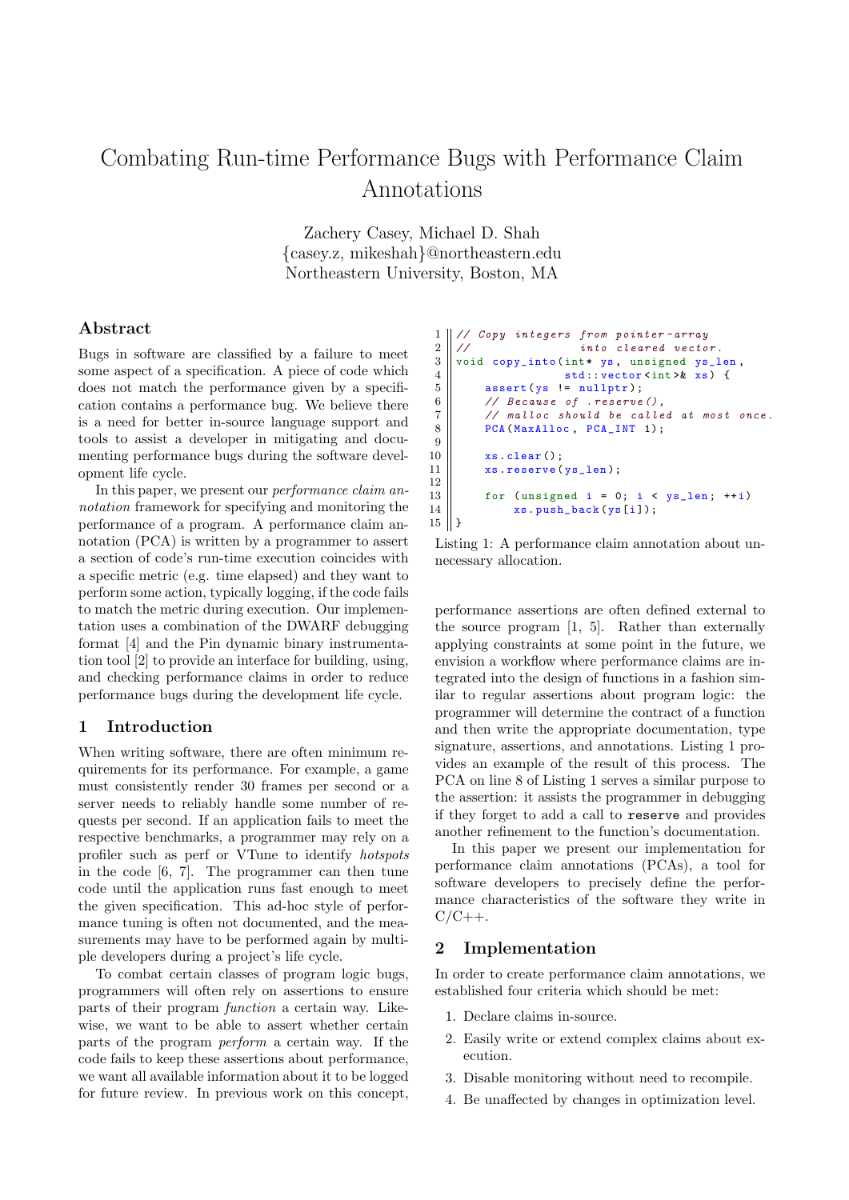# Combating Run-time Performance Bugs with Performance Claim Annotations

Zachery Casey, Michael D. Shah
{casey.z, mikeshah}@northeastern.edu
Northeastern University, Boston, MA

## Abstract

Bugs in software are classified by a failure to meet some aspect of a specification. A piece of code which does not match the performance given by a specification contains a performance bug. We believe there is a need for better in-source language support and tools to assist a developer in mitigating and documenting performance bugs during the software development life cycle.

In this paper, we present our *performance claim annotation* framework for specifying and monitoring the performance of a program. A performance claim annotation (PCA) is written by a programmer to assert a section of code's run-time execution coincides with a specific metric (e.g. time elapsed) and they want to perform some action, typically logging, if the code fails to match the metric during execution. Our implementation uses a combination of the DWARF debugging format [4] and the Pin dynamic binary instrumentation tool [2] to provide an interface for building, using, and checking performance claims in order to reduce performance bugs during the development life cycle.

## 1 Introduction

When writing software, there are often minimum requirements for its performance. For example, a game must consistently render 30 frames per second or a server needs to reliably handle some number of requests per second. If an application fails to meet the respective benchmarks, a programmer may rely on a profiler such as perf or VTune to identify *hotspots* in the code [6, 7]. The programmer can then tune code until the application runs fast enough to meet the given specification. This ad-hoc style of performance tuning is often not documented, and the measurements may have to be performed again by multiple developers during a project's life cycle.

To combat certain classes of program logic bugs, programmers will often rely on assertions to ensure parts of their program *function* a certain way. Likewise, we want to be able to assert whether certain parts of the program *perform* a certain way. If the code fails to keep these assertions about performance, we want all available information about it to be logged for future review. In previous work on this concept, performance assertions are often defined external to the source program [1, 5]. Rather than externally applying constraints at some point in the future, we envision a workflow where performance claims are integrated into the design of functions in a fashion similar to regular assertions about program logic: the programmer will determine the contract of a function and then write the appropriate documentation, type signature, assertions, and annotations. Listing 1 provides an example of the result of this process. The PCA on line 8 of Listing 1 serves a similar purpose to the assertion: it assists the programmer in debugging if they forget to add a call to `reserve` and provides another refinement to the function's documentation.

```
1  // Copy integers from pointer-array
2  //                  into cleared vector.
3  void copy_into(int* ys, unsigned ys_len,
4                 std::vector<int>& xs) {
5      assert(ys != nullptr);
6      // Because of .reserve(),
7      // malloc should be called at most once.
8      PCA(MaxAlloc, PCA_INT 1);
9
10     xs.clear();
11     xs.reserve(ys_len);
12
13     for (unsigned i = 0; i < ys_len; ++i)
14         xs.push_back(ys[i]);
15 }
```

Listing 1: A performance claim annotation about unnecessary allocation.

In this paper we present our implementation for performance claim annotations (PCAs), a tool for software developers to precisely define the performance characteristics of the software they write in C/C++.

## 2 Implementation

In order to create performance claim annotations, we established four criteria which should be met:

1. Declare claims in-source.
2. Easily write or extend complex claims about execution.
3. Disable monitoring without need to recompile.
4. Be unaffected by changes in optimization level.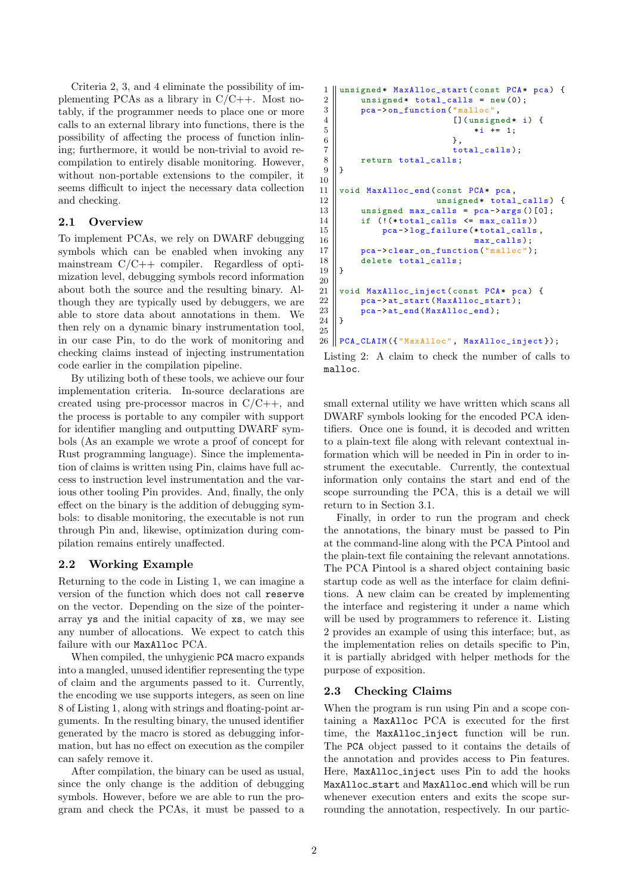Criteria 2, 3, and 4 eliminate the possibility of implementing PCAs as a library in C/C++. Most notably, if the programmer needs to place one or more calls to an external library into functions, there is the possibility of affecting the process of function inlining; furthermore, it would be non-trivial to avoid recompilation to entirely disable monitoring. However, without non-portable extensions to the compiler, it seems difficult to inject the necessary data collection and checking.

## 2.1 Overview

To implement PCAs, we rely on DWARF debugging symbols which can be enabled when invoking any mainstream C/C++ compiler. Regardless of optimization level, debugging symbols record information about both the source and the resulting binary. Although they are typically used by debuggers, we are able to store data about annotations in them. We then rely on a dynamic binary instrumentation tool, in our case Pin, to do the work of monitoring and checking claims instead of injecting instrumentation code earlier in the compilation pipeline.

By utilizing both of these tools, we achieve our four implementation criteria. In-source declarations are created using pre-processor macros in C/C++, and the process is portable to any compiler with support for identifier mangling and outputting DWARF symbols (As an example we wrote a proof of concept for Rust programming language). Since the implementation of claims is written using Pin, claims have full access to instruction level instrumentation and the various other tooling Pin provides. And, finally, the only effect on the binary is the addition of debugging symbols: to disable monitoring, the executable is not run through Pin and, likewise, optimization during compilation remains entirely unaffected.

## 2.2 Working Example

Returning to the code in Listing 1, we can imagine a version of the function which does not call `reserve` on the vector. Depending on the size of the pointer-array `ys` and the initial capacity of `xs`, we may see any number of allocations. We expect to catch this failure with our `MaxAlloc` PCA.

When compiled, the unhygienic `PCA` macro expands into a mangled, unused identifier representing the type of claim and the arguments passed to it. Currently, the encoding we use supports integers, as seen on line 8 of Listing 1, along with strings and floating-point arguments. In the resulting binary, the unused identifier generated by the macro is stored as debugging information, but has no effect on execution as the compiler can safely remove it.

After compilation, the binary can be used as usual, since the only change is the addition of debugging symbols. However, before we are able to run the program and check the PCAs, it must be passed to a small external utility which we have written which scans all DWARF symbols looking for the encoded PCA identifiers. Once one is found, it is decoded and written to a plain-text file along with relevant contextual information which will be needed in Pin in order to instrument the executable. Currently, the contextual information only contains the start and end of the scope surrounding the PCA, this is a detail we will return to in Section 3.1.

Finally, in order to run the program and check the annotations, the binary must be passed to Pin at the command-line along with the PCA Pintool and the plain-text file containing the relevant annotations. The PCA Pintool is a shared object containing basic startup code as well as the interface for claim definitions. A new claim can be created by implementing the interface and registering it under a name which will be used by programmers to reference it. Listing 2 provides an example of using this interface; but, as the implementation relies on details specific to Pin, it is partially abridged with helper methods for the purpose of exposition.

```
1  unsigned* MaxAlloc_start(const PCA* pca) {
2      unsigned* total_calls = new(0);
3      pca->on_function("malloc",
4                       [](unsigned* i) {
5                           *i += 1;
6                       },
7                       total_calls);
8      return total_calls;
9  }
10
11 void MaxAlloc_end(const PCA* pca,
12                   unsigned* total_calls) {
13     unsigned max_calls = pca->args()[0];
14     if (!(*total_calls <= max_calls))
15         pca->log_failure(*total_calls,
16                          max_calls);
17     pca->clear_on_function("malloc");
18     delete total_calls;
19 }
20
21 void MaxAlloc_inject(const PCA* pca) {
22     pca->at_start(MaxAlloc_start);
23     pca->at_end(MaxAlloc_end);
24 }
25
26 PCA_CLAIM({"MaxAlloc", MaxAlloc_inject});
```

Listing 2: A claim to check the number of calls to `malloc`.

## 2.3 Checking Claims

When the program is run using Pin and a scope containing a `MaxAlloc` PCA is executed for the first time, the `MaxAlloc_inject` function will be run. The `PCA` object passed to it contains the details of the annotation and provides access to Pin features. Here, `MaxAlloc_inject` uses Pin to add the hooks `MaxAlloc_start` and `MaxAlloc_end` which will be run whenever execution enters and exits the scope surrounding the annotation, respectively. In our partic-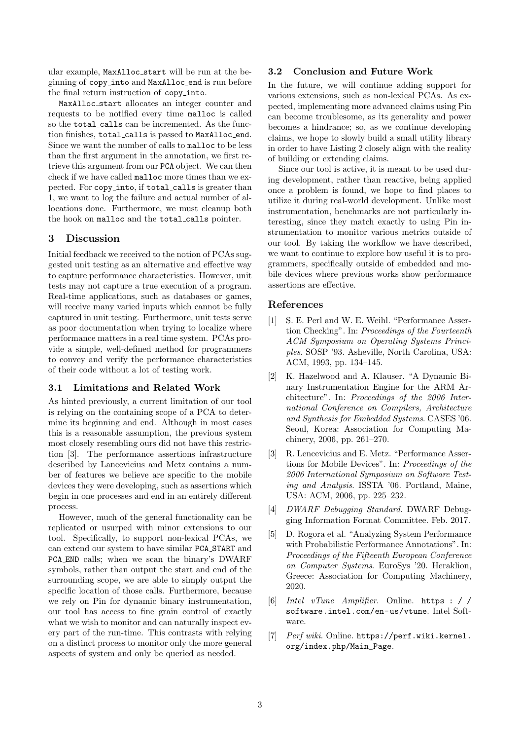ular example, `MaxAlloc_start` will be run at the beginning of `copy_into` and `MaxAlloc_end` is run before the final return instruction of `copy_into`.

`MaxAlloc_start` allocates an integer counter and requests to be notified every time `malloc` is called so the `total_calls` can be incremented. As the function finishes, `total_calls` is passed to `MaxAlloc_end`. Since we want the number of calls to `malloc` to be less than the first argument in the annotation, we first retrieve this argument from our `PCA` object. We can then check if we have called `malloc` more times than we expected. For `copy_into`, if `total_calls` is greater than 1, we want to log the failure and actual number of allocations done. Furthermore, we must cleanup both the hook on `malloc` and the `total_calls` pointer.

## 3 Discussion

Initial feedback we received to the notion of PCAs suggested unit testing as an alternative and effective way to capture performance characteristics. However, unit tests may not capture a true execution of a program. Real-time applications, such as databases or games, will receive many varied inputs which cannot be fully captured in unit testing. Furthermore, unit tests serve as poor documentation when trying to localize where performance matters in a real time system. PCAs provide a simple, well-defined method for programmers to convey and verify the performance characteristics of their code without a lot of testing work.

### 3.1 Limitations and Related Work

As hinted previously, a current limitation of our tool is relying on the containing scope of a PCA to determine its beginning and end. Although in most cases this is a reasonable assumption, the previous system most closely resembling ours did not have this restriction [3]. The performance assertions infrastructure described by Lancevicius and Metz contains a number of features we believe are specific to the mobile devices they were developing, such as assertions which begin in one processes and end in an entirely different process.

However, much of the general functionality can be replicated or usurped with minor extensions to our tool. Specifically, to support non-lexical PCAs, we can extend our system to have similar `PCA_START` and `PCA_END` calls; when we scan the binary's DWARF symbols, rather than output the start and end of the surrounding scope, we are able to simply output the specific location of those calls. Furthermore, because we rely on Pin for dynamic binary instrumentation, our tool has access to fine grain control of exactly what we wish to monitor and can naturally inspect every part of the run-time. This contrasts with relying on a distinct process to monitor only the more general aspects of system and only be queried as needed.

### 3.2 Conclusion and Future Work

In the future, we will continue adding support for various extensions, such as non-lexical PCAs. As expected, implementing more advanced claims using Pin can become troublesome, as its generality and power becomes a hindrance; so, as we continue developing claims, we hope to slowly build a small utility library in order to have Listing 2 closely align with the reality of building or extending claims.

Since our tool is active, it is meant to be used during development, rather than reactive, being applied once a problem is found, we hope to find places to utilize it during real-world development. Unlike most instrumentation, benchmarks are not particularly interesting, since they match exactly to using Pin instrumentation to monitor various metrics outside of our tool. By taking the workflow we have described, we want to continue to explore how useful it is to programmers, specifically outside of embedded and mobile devices where previous works show performance assertions are effective.

## References

[1] S. E. Perl and W. E. Weihl. "Performance Assertion Checking". In: *Proceedings of the Fourteenth ACM Symposium on Operating Systems Principles*. SOSP '93. Asheville, North Carolina, USA: ACM, 1993, pp. 134–145.

[2] K. Hazelwood and A. Klauser. "A Dynamic Binary Instrumentation Engine for the ARM Architecture". In: *Proceedings of the 2006 International Conference on Compilers, Architecture and Synthesis for Embedded Systems*. CASES '06. Seoul, Korea: Association for Computing Machinery, 2006, pp. 261–270.

[3] R. Lencevicius and E. Metz. "Performance Assertions for Mobile Devices". In: *Proceedings of the 2006 International Symposium on Software Testing and Analysis*. ISSTA '06. Portland, Maine, USA: ACM, 2006, pp. 225–232.

[4] *DWARF Debugging Standard*. DWARF Debugging Information Format Committee. Feb. 2017.

[5] D. Rogora et al. "Analyzing System Performance with Probabilistic Performance Annotations". In: *Proceedings of the Fifteenth European Conference on Computer Systems*. EuroSys '20. Heraklion, Greece: Association for Computing Machinery, 2020.

[6] *Intel vTune Amplifier*. Online. https://software.intel.com/en-us/vtune. Intel Software.

[7] *Perf wiki*. Online. https://perf.wiki.kernel.org/index.php/Main_Page.